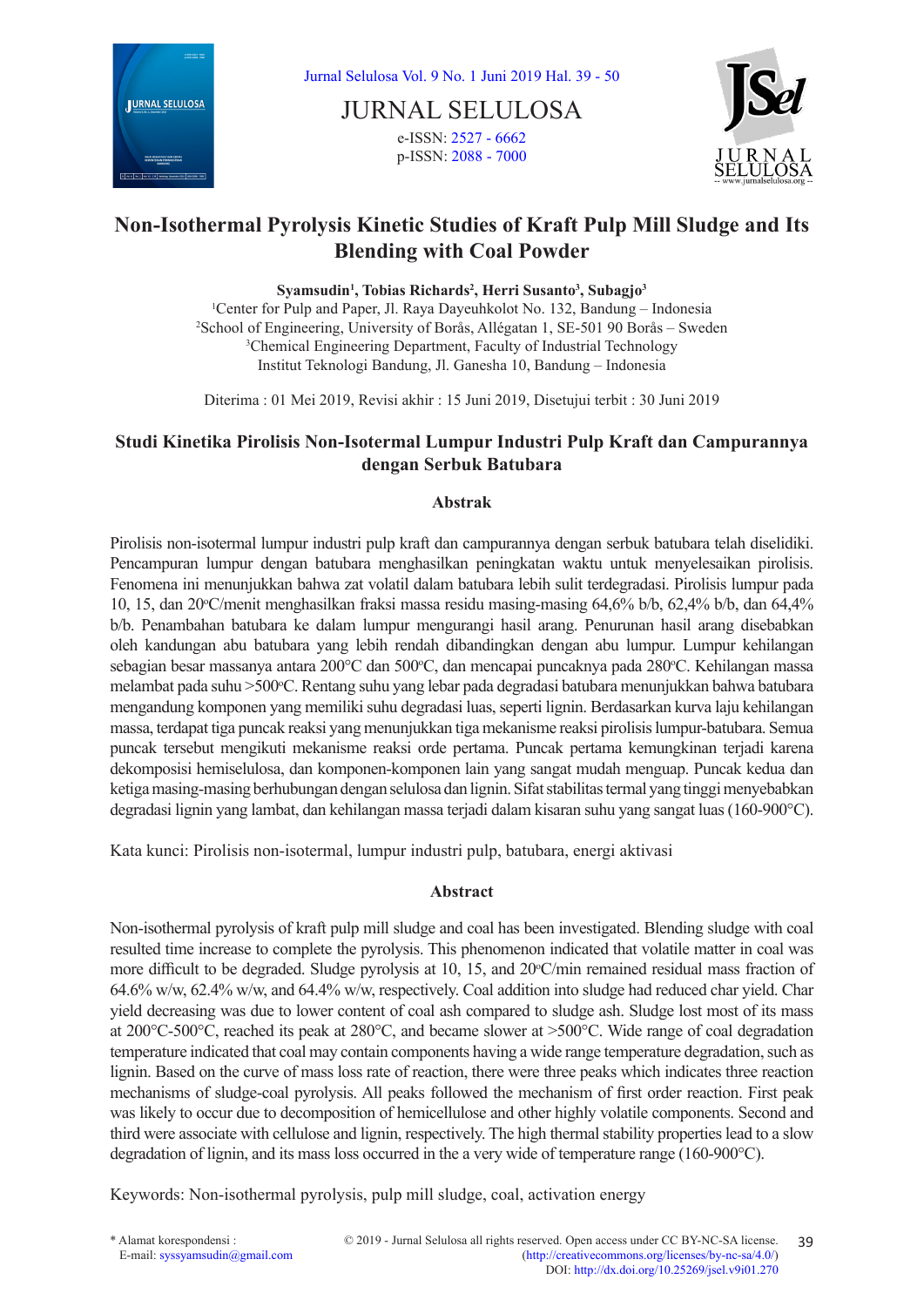# JURNAL SELULOSA

e-ISSN: 2527 - 6662
p-ISSN: 2088 - 7000

# Non-Isothermal Pyrolysis Kinetic Studies of Kraft Pulp Mill Sludge and Its Blending with Coal Powder

**Syamsudin[1], Tobias Richards[2], Herri Susanto[3], Subagjo[3]**

[1]Center for Pulp and Paper, Jl. Raya Dayeuhkolot No. 132, Bandung – Indonesia
[2]School of Engineering, University of Borås, Allégatan 1, SE-501 90 Borås – Sweden
[3]Chemical Engineering Department, Faculty of Industrial Technology
Institut Teknologi Bandung, Jl. Ganesha 10, Bandung – Indonesia

Diterima : 01 Mei 2019, Revisi akhir : 15 Juni 2019, Disetujui terbit : 30 Juni 2019

## Studi Kinetika Pirolisis Non-Isotermal Lumpur Industri Pulp Kraft dan Campurannya dengan Serbuk Batubara

### Abstrak

Pirolisis non-isotermal lumpur industri pulp kraft dan campurannya dengan serbuk batubara telah diselidiki. Pencampuran lumpur dengan batubara menghasilkan peningkatan waktu untuk menyelesaikan pirolisis. Fenomena ini menunjukkan bahwa zat volatil dalam batubara lebih sulit terdegradasi. Pirolisis lumpur pada 10, 15, dan 20°C/menit menghasilkan fraksi massa residu masing-masing 64,6% b/b, 62,4% b/b, dan 64,4% b/b. Penambahan batubara ke dalam lumpur mengurangi hasil arang. Penurunan hasil arang disebabkan oleh kandungan abu batubara yang lebih rendah dibandingkan dengan abu lumpur. Lumpur kehilangan sebagian besar massanya antara 200°C dan 500°C, dan mencapai puncaknya pada 280°C. Kehilangan massa melambat pada suhu >500°C. Rentang suhu yang lebar pada degradasi batubara menunjukkan bahwa batubara mengandung komponen yang memiliki suhu degradasi luas, seperti lignin. Berdasarkan kurva laju kehilangan massa, terdapat tiga puncak reaksi yang menunjukkan tiga mekanisme reaksi pirolisis lumpur-batubara. Semua puncak tersebut mengikuti mekanisme reaksi orde pertama. Puncak pertama kemungkinan terjadi karena dekomposisi hemiselulosa, dan komponen-komponen lain yang sangat mudah menguap. Puncak kedua dan ketiga masing-masing berhubungan dengan selulosa dan lignin. Sifat stabilitas termal yang tinggi menyebabkan degradasi lignin yang lambat, dan kehilangan massa terjadi dalam kisaran suhu yang sangat luas (160-900°C).

Kata kunci: Pirolisis non-isotermal, lumpur industri pulp, batubara, energi aktivasi

### Abstract

Non-isothermal pyrolysis of kraft pulp mill sludge and coal has been investigated. Blending sludge with coal resulted time increase to complete the pyrolysis. This phenomenon indicated that volatile matter in coal was more difficult to be degraded. Sludge pyrolysis at 10, 15, and 20°C/min remained residual mass fraction of 64.6% w/w, 62.4% w/w, and 64.4% w/w, respectively. Coal addition into sludge had reduced char yield. Char yield decreasing was due to lower content of coal ash compared to sludge ash. Sludge lost most of its mass at 200°C-500°C, reached its peak at 280°C, and became slower at >500°C. Wide range of coal degradation temperature indicated that coal may contain components having a wide range temperature degradation, such as lignin. Based on the curve of mass loss rate of reaction, there were three peaks which indicates three reaction mechanisms of sludge-coal pyrolysis. All peaks followed the mechanism of first order reaction. First peak was likely to occur due to decomposition of hemicellulose and other highly volatile components. Second and third were associate with cellulose and lignin, respectively. The high thermal stability properties lead to a slow degradation of lignin, and its mass loss occurred in the a very wide of temperature range (160-900°C).

Keywords: Non-isothermal pyrolysis, pulp mill sludge, coal, activation energy

\* Alamat korespondensi :
E-mail: syssyamsudin@gmail.com

© 2019 - Jurnal Selulosa all rights reserved. Open access under CC BY-NC-SA license. (http://creativecommons.org/licenses/by-nc-sa/4.0/)
DOI: http://dx.doi.org/10.25269/jsel.v9i01.270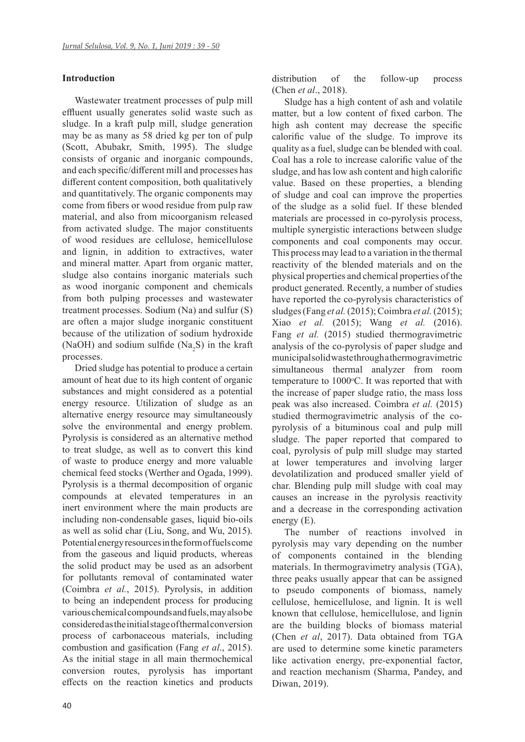## Introduction

Wastewater treatment processes of pulp mill effluent usually generates solid waste such as sludge. In a kraft pulp mill, sludge generation may be as many as 58 dried kg per ton of pulp (Scott, Abubakr, Smith, 1995). The sludge consists of organic and inorganic compounds, and each specific/different mill and processes has different content composition, both qualitatively and quantitatively. The organic components may come from fibers or wood residue from pulp raw material, and also from micoorganism released from activated sludge. The major constituents of wood residues are cellulose, hemicellulose and lignin, in addition to extractives, water and mineral matter. Apart from organic matter, sludge also contains inorganic materials such as wood inorganic component and chemicals from both pulping processes and wastewater treatment processes. Sodium (Na) and sulfur (S) are often a major sludge inorganic constituent because of the utilization of sodium hydroxide (NaOH) and sodium sulfide ($Na_2S$) in the kraft processes.

Dried sludge has potential to produce a certain amount of heat due to its high content of organic substances and might considered as a potential energy resource. Utilization of sludge as an alternative energy resource may simultaneously solve the environmental and energy problem. Pyrolysis is considered as an alternative method to treat sludge, as well as to convert this kind of waste to produce energy and more valuable chemical feed stocks (Werther and Ogada, 1999). Pyrolysis is a thermal decomposition of organic compounds at elevated temperatures in an inert environment where the main products are including non-condensable gases, liquid bio-oils as well as solid char (Liu, Song, and Wu, 2015). Potential energy resources in the form of fuels come from the gaseous and liquid products, whereas the solid product may be used as an adsorbent for pollutants removal of contaminated water (Coimbra *et al.*, 2015). Pyrolysis, in addition to being an independent process for producing various chemical compounds and fuels, may also be considered as the initial stage of thermal conversion process of carbonaceous materials, including combustion and gasification (Fang *et al*., 2015). As the initial stage in all main thermochemical conversion routes, pyrolysis has important effects on the reaction kinetics and products distribution of the follow-up process (Chen *et al*., 2018).

Sludge has a high content of ash and volatile matter, but a low content of fixed carbon. The high ash content may decrease the specific calorific value of the sludge. To improve its quality as a fuel, sludge can be blended with coal. Coal has a role to increase calorific value of the sludge, and has low ash content and high calorific value. Based on these properties, a blending of sludge and coal can improve the properties of the sludge as a solid fuel. If these blended materials are processed in co-pyrolysis process, multiple synergistic interactions between sludge components and coal components may occur. This process may lead to a variation in the thermal reactivity of the blended materials and on the physical properties and chemical properties of the product generated. Recently, a number of studies have reported the co-pyrolysis characteristics of sludges (Fang *et al.* (2015); Coimbra *et al.* (2015); Xiao *et al.* (2015); Wang *et al.* (2016). Fang *et al.* (2015) studied thermogravimetric analysis of the co-pyrolysis of paper sludge and municipal solid waste through a thermogravimetric simultaneous thermal analyzer from room temperature to 1000°C. It was reported that with the increase of paper sludge ratio, the mass loss peak was also increased. Coimbra *et al.* (2015) studied thermogravimetric analysis of the co-pyrolysis of a bituminous coal and pulp mill sludge. The paper reported that compared to coal, pyrolysis of pulp mill sludge may started at lower temperatures and involving larger devolatilization and produced smaller yield of char. Blending pulp mill sludge with coal may causes an increase in the pyrolysis reactivity and a decrease in the corresponding activation energy (E).

The number of reactions involved in pyrolysis may vary depending on the number of components contained in the blending materials. In thermogravimetry analysis (TGA), three peaks usually appear that can be assigned to pseudo components of biomass, namely cellulose, hemicellulose, and lignin. It is well known that cellulose, hemicellulose, and lignin are the building blocks of biomass material (Chen *et al*, 2017). Data obtained from TGA are used to determine some kinetic parameters like activation energy, pre-exponential factor, and reaction mechanism (Sharma, Pandey, and Diwan, 2019).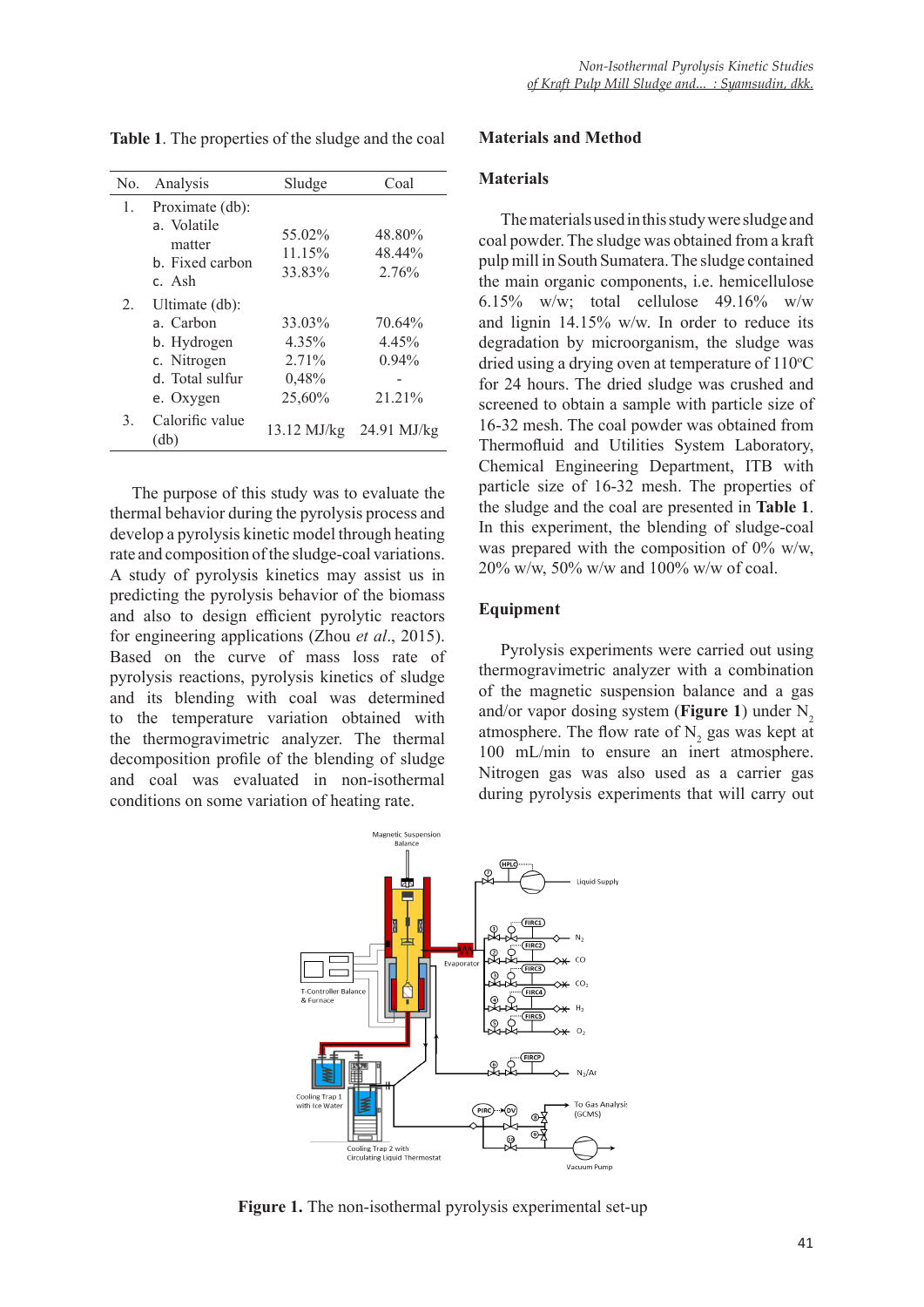**Table 1**. The properties of the sludge and the coal

| No. | Analysis | Sludge | Coal |
|---|---|---|---|
| 1. | Proximate (db): | | |
| | a. Volatile matter | 55.02% | 48.80% |
| | b. Fixed carbon | 11.15% | 48.44% |
| | c. Ash | 33.83% | 2.76% |
| 2. | Ultimate (db): | | |
| | a. Carbon | 33.03% | 70.64% |
| | b. Hydrogen | 4.35% | 4.45% |
| | c. Nitrogen | 2.71% | 0.94% |
| | d. Total sulfur | 0,48% | - |
| | e. Oxygen | 25,60% | 21.21% |
| 3. | Calorific value (db) | 13.12 MJ/kg | 24.91 MJ/kg |

The purpose of this study was to evaluate the thermal behavior during the pyrolysis process and develop a pyrolysis kinetic model through heating rate and composition of the sludge-coal variations. A study of pyrolysis kinetics may assist us in predicting the pyrolysis behavior of the biomass and also to design efficient pyrolytic reactors for engineering applications (Zhou *et al*., 2015). Based on the curve of mass loss rate of pyrolysis reactions, pyrolysis kinetics of sludge and its blending with coal was determined to the temperature variation obtained with the thermogravimetric analyzer. The thermal decomposition profile of the blending of sludge and coal was evaluated in non-isothermal conditions on some variation of heating rate.

## Materials and Method

### Materials

The materials used in this study were sludge and coal powder. The sludge was obtained from a kraft pulp mill in South Sumatera. The sludge contained the main organic components, i.e. hemicellulose 6.15% w/w; total cellulose 49.16% w/w and lignin 14.15% w/w. In order to reduce its degradation by microorganism, the sludge was dried using a drying oven at temperature of 110°C for 24 hours. The dried sludge was crushed and screened to obtain a sample with particle size of 16-32 mesh. The coal powder was obtained from Thermofluid and Utilities System Laboratory, Chemical Engineering Department, ITB with particle size of 16-32 mesh. The properties of the sludge and the coal are presented in **Table 1**. In this experiment, the blending of sludge-coal was prepared with the composition of 0% w/w, 20% w/w, 50% w/w and 100% w/w of coal.

### Equipment

Pyrolysis experiments were carried out using thermogravimetric analyzer with a combination of the magnetic suspension balance and a gas and/or vapor dosing system (**Figure 1**) under $N_2$ atmosphere. The flow rate of $N_2$ gas was kept at 100 mL/min to ensure an inert atmosphere. Nitrogen gas was also used as a carrier gas during pyrolysis experiments that will carry out

**Figure 1.** The non-isothermal pyrolysis experimental set-up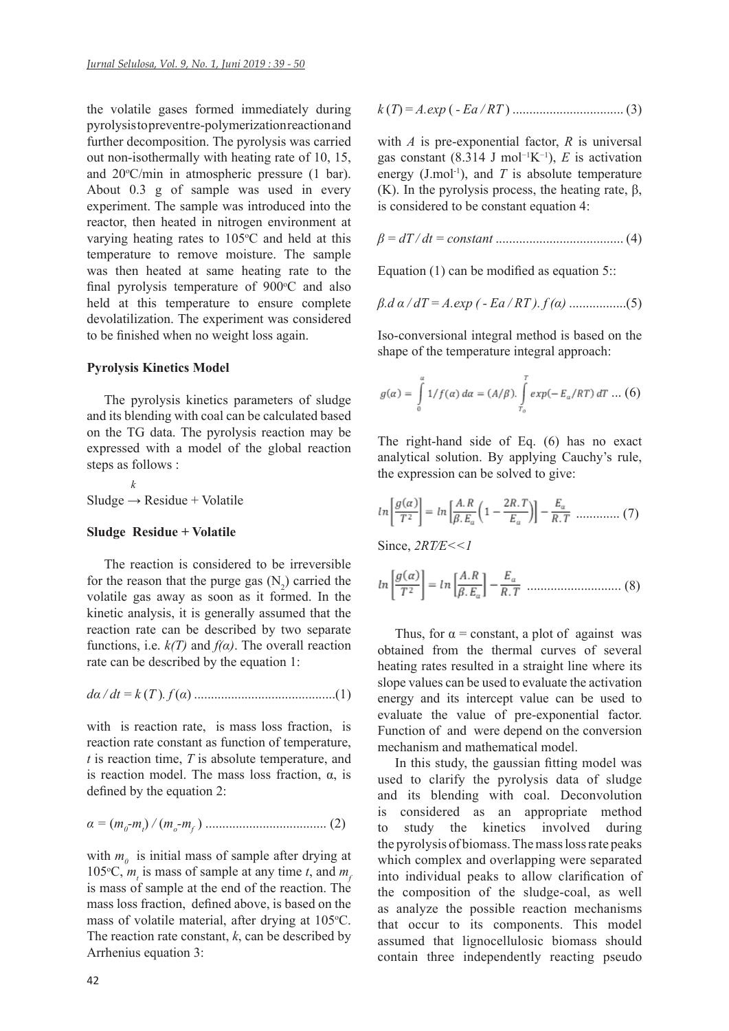the volatile gases formed immediately during pyrolysis to prevent re-polymerization reaction and further decomposition. The pyrolysis was carried out non-isothermally with heating rate of 10, 15, and 20°C/min in atmospheric pressure (1 bar). About 0.3 g of sample was used in every experiment. The sample was introduced into the reactor, then heated in nitrogen environment at varying heating rates to 105°C and held at this temperature to remove moisture. The sample was then heated at same heating rate to the final pyrolysis temperature of 900°C and also held at this temperature to ensure complete devolatilization. The experiment was considered to be finished when no weight loss again.

**Pyrolysis Kinetics Model**

The pyrolysis kinetics parameters of sludge and its blending with coal can be calculated based on the TG data. The pyrolysis reaction may be expressed with a model of the global reaction steps as follows :

$$\text{Sludge} \xrightarrow{k} \text{Residue + Volatile}$$

**Sludge Residue + Volatile**

The reaction is considered to be irreversible for the reason that the purge gas ($N_2$) carried the volatile gas away as soon as it formed. In the kinetic analysis, it is generally assumed that the reaction rate can be described by two separate functions, i.e. *k(T)* and *f(α)*. The overall reaction rate can be described by the equation 1:

$$d\alpha / dt = k(T).\, f(\alpha) \quad (1)$$

with is reaction rate, is mass loss fraction, is reaction rate constant as function of temperature, $t$ is reaction time, $T$ is absolute temperature, and is reaction model. The mass loss fraction, α, is defined by the equation 2:

$$\alpha = (m_0 - m_t) / (m_o - m_f) \quad (2)$$

with $m_0$ is initial mass of sample after drying at 105°C, $m_t$ is mass of sample at any time $t$, and $m_f$ is mass of sample at the end of the reaction. The mass loss fraction, defined above, is based on the mass of volatile material, after drying at 105°C. The reaction rate constant, $k$, can be described by Arrhenius equation 3:

$$k(T) = A.exp(-Ea / RT) \quad (3)$$

with $A$ is pre-exponential factor, $R$ is universal gas constant (8.314 J mol$^{-1}$K$^{-1}$), $E$ is activation energy (J.mol$^{-1}$), and $T$ is absolute temperature (K). In the pyrolysis process, the heating rate, β, is considered to be constant equation 4:

$$\beta = dT / dt = constant \quad (4)$$

Equation (1) can be modified as equation 5::

$$\beta.d\alpha / dT = A.exp(-Ea / RT).\, f(\alpha) \quad (5)$$

Iso-conversional integral method is based on the shape of the temperature integral approach:

$$g(\alpha) = \int_0^{\alpha} 1/f(\alpha)\, d\alpha = (A/\beta). \int_{T_o}^{T} exp(-E_a/RT)\, dT \quad (6)$$

The right-hand side of Eq. (6) has no exact analytical solution. By applying Cauchy's rule, the expression can be solved to give:

$$ln\left[\frac{g(\alpha)}{T^2}\right] = ln\left[\frac{A.R}{\beta.E_a}\left(1 - \frac{2R.T}{E_a}\right)\right] - \frac{E_a}{R.T} \quad (7)$$

Since, *2RT/E<<1*

$$ln\left[\frac{g(\alpha)}{T^2}\right] = ln\left[\frac{A.R}{\beta.E_a}\right] - \frac{E_a}{R.T} \quad (8)$$

Thus, for α = constant, a plot of against was obtained from the thermal curves of several heating rates resulted in a straight line where its slope values can be used to evaluate the activation energy and its intercept value can be used to evaluate the value of pre-exponential factor. Function of and were depend on the conversion mechanism and mathematical model.

In this study, the gaussian fitting model was used to clarify the pyrolysis data of sludge and its blending with coal. Deconvolution is considered as an appropriate method to study the kinetics involved during the pyrolysis of biomass. The mass loss rate peaks which complex and overlapping were separated into individual peaks to allow clarification of the composition of the sludge-coal, as well as analyze the possible reaction mechanisms that occur to its components. This model assumed that lignocellulosic biomass should contain three independently reacting pseudo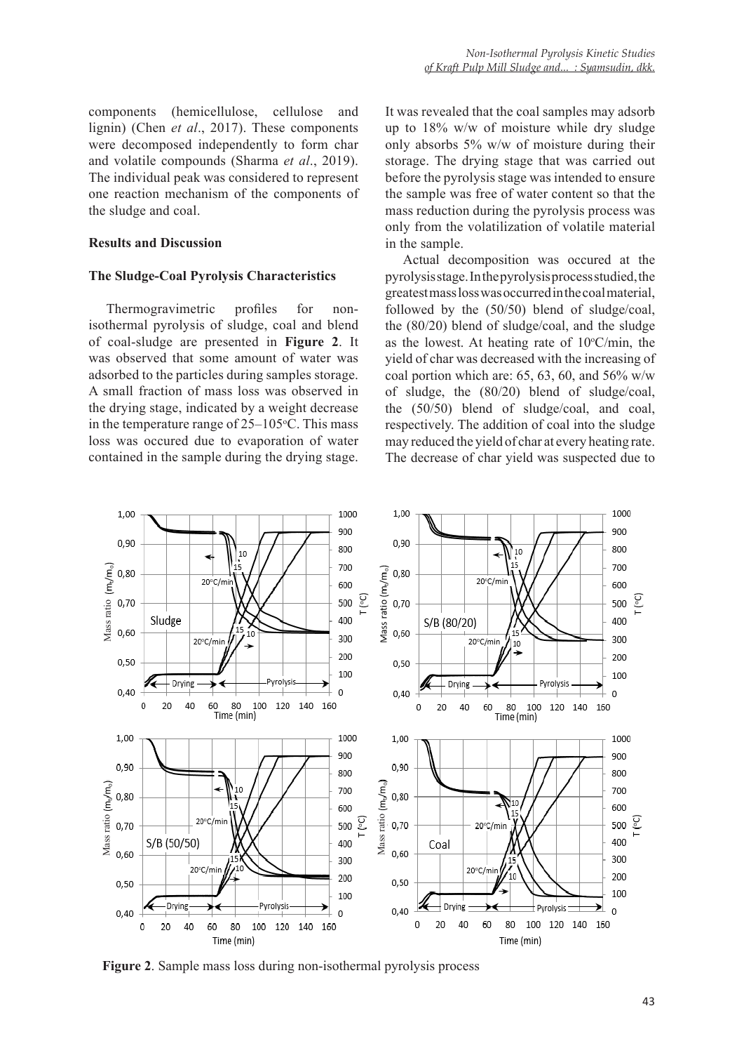components (hemicellulose, cellulose and lignin) (Chen *et al*., 2017). These components were decomposed independently to form char and volatile compounds (Sharma *et al*., 2019). The individual peak was considered to represent one reaction mechanism of the components of the sludge and coal.

## Results and Discussion

### The Sludge-Coal Pyrolysis Characteristics

Thermogravimetric profiles for non-isothermal pyrolysis of sludge, coal and blend of coal-sludge are presented in **Figure 2**. It was observed that some amount of water was adsorbed to the particles during samples storage. A small fraction of mass loss was observed in the drying stage, indicated by a weight decrease in the temperature range of 25–105°C. This mass loss was occured due to evaporation of water contained in the sample during the drying stage. It was revealed that the coal samples may adsorb up to 18% w/w of moisture while dry sludge only absorbs 5% w/w of moisture during their storage. The drying stage that was carried out before the pyrolysis stage was intended to ensure the sample was free of water content so that the mass reduction during the pyrolysis process was only from the volatilization of volatile material in the sample.

Actual decomposition was occured at the pyrolysis stage. In the pyrolysis process studied, the greatest mass loss was occurred in the coal material, followed by the (50/50) blend of sludge/coal, the (80/20) blend of sludge/coal, and the sludge as the lowest. At heating rate of 10°C/min, the yield of char was decreased with the increasing of coal portion which are: 65, 63, 60, and 56% w/w of sludge, the (80/20) blend of sludge/coal, the (50/50) blend of sludge/coal, and coal, respectively. The addition of coal into the sludge may reduced the yield of char at every heating rate. The decrease of char yield was suspected due to

**Figure 2**. Sample mass loss during non-isothermal pyrolysis process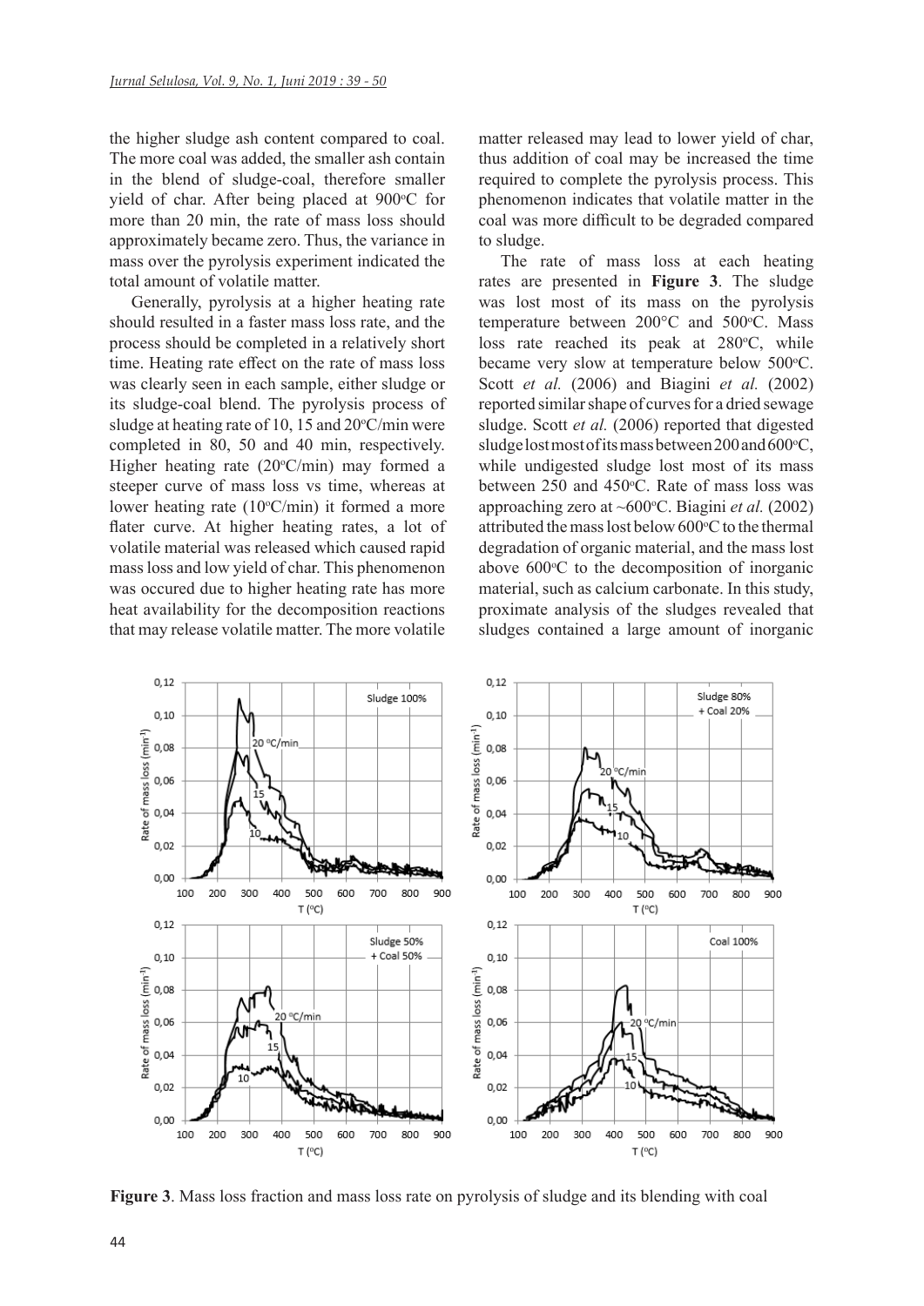the higher sludge ash content compared to coal. The more coal was added, the smaller ash contain in the blend of sludge-coal, therefore smaller yield of char. After being placed at 900°C for more than 20 min, the rate of mass loss should approximately became zero. Thus, the variance in mass over the pyrolysis experiment indicated the total amount of volatile matter.

Generally, pyrolysis at a higher heating rate should resulted in a faster mass loss rate, and the process should be completed in a relatively short time. Heating rate effect on the rate of mass loss was clearly seen in each sample, either sludge or its sludge-coal blend. The pyrolysis process of sludge at heating rate of 10, 15 and 20°C/min were completed in 80, 50 and 40 min, respectively. Higher heating rate (20°C/min) may formed a steeper curve of mass loss vs time, whereas at lower heating rate (10°C/min) it formed a more flater curve. At higher heating rates, a lot of volatile material was released which caused rapid mass loss and low yield of char. This phenomenon was occured due to higher heating rate has more heat availability for the decomposition reactions that may release volatile matter. The more volatile matter released may lead to lower yield of char, thus addition of coal may be increased the time required to complete the pyrolysis process. This phenomenon indicates that volatile matter in the coal was more difficult to be degraded compared to sludge.

The rate of mass loss at each heating rates are presented in **Figure 3**. The sludge was lost most of its mass on the pyrolysis temperature between 200°C and 500°C. Mass loss rate reached its peak at 280°C, while became very slow at temperature below 500°C. Scott *et al.* (2006) and Biagini *et al.* (2002) reported similar shape of curves for a dried sewage sludge. Scott *et al.* (2006) reported that digested sludge lost most of its mass between 200 and 600°C, while undigested sludge lost most of its mass between 250 and 450°C. Rate of mass loss was approaching zero at ~600°C. Biagini *et al.* (2002) attributed the mass lost below 600°C to the thermal degradation of organic material, and the mass lost above 600°C to the decomposition of inorganic material, such as calcium carbonate. In this study, proximate analysis of the sludges revealed that sludges contained a large amount of inorganic

**Figure 3**. Mass loss fraction and mass loss rate on pyrolysis of sludge and its blending with coal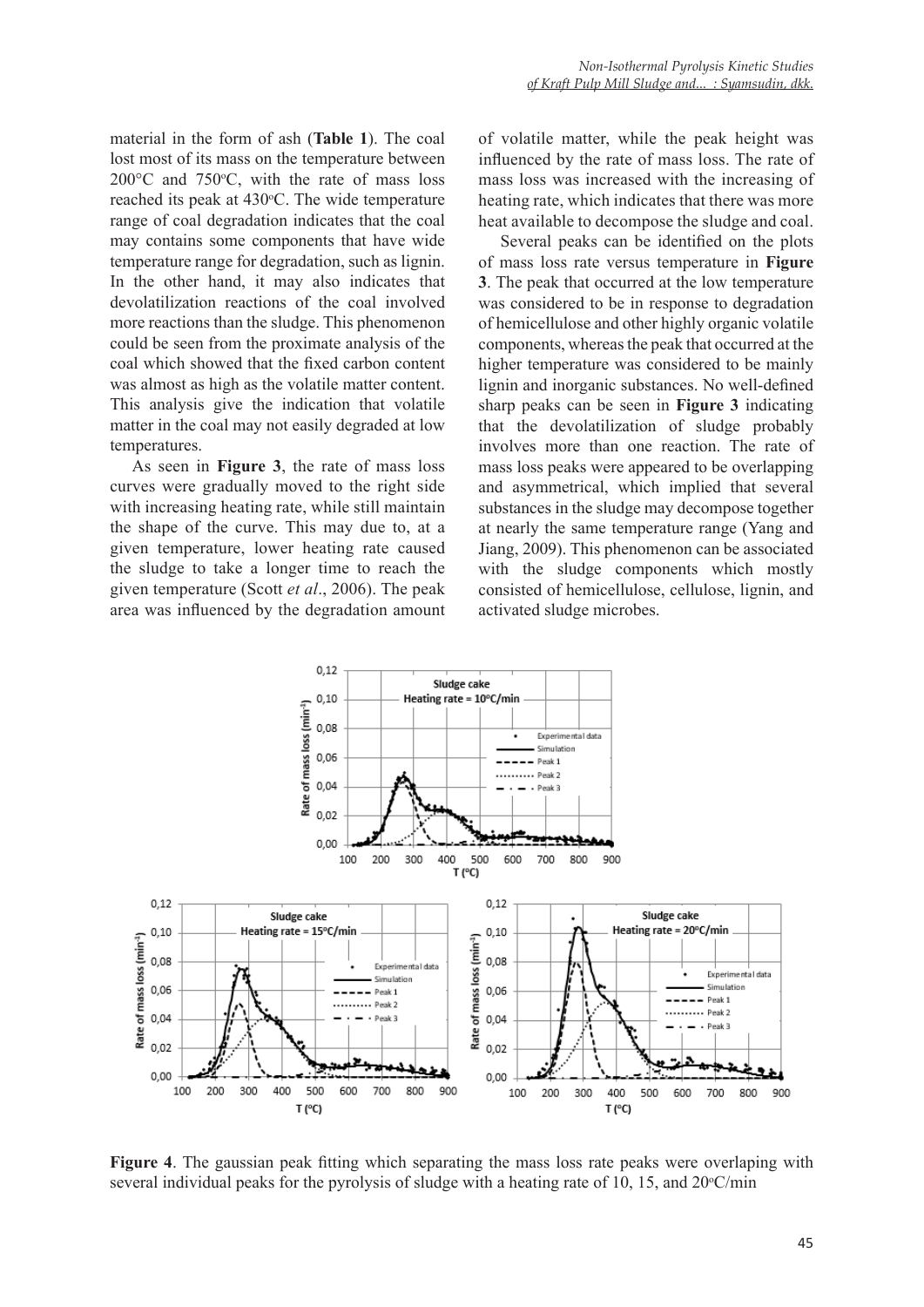material in the form of ash (**Table 1**). The coal lost most of its mass on the temperature between 200°C and 750°C, with the rate of mass loss reached its peak at 430°C. The wide temperature range of coal degradation indicates that the coal may contains some components that have wide temperature range for degradation, such as lignin. In the other hand, it may also indicates that devolatilization reactions of the coal involved more reactions than the sludge. This phenomenon could be seen from the proximate analysis of the coal which showed that the fixed carbon content was almost as high as the volatile matter content. This analysis give the indication that volatile matter in the coal may not easily degraded at low temperatures.

As seen in **Figure 3**, the rate of mass loss curves were gradually moved to the right side with increasing heating rate, while still maintain the shape of the curve. This may due to, at a given temperature, lower heating rate caused the sludge to take a longer time to reach the given temperature (Scott *et al*., 2006). The peak area was influenced by the degradation amount of volatile matter, while the peak height was influenced by the rate of mass loss. The rate of mass loss was increased with the increasing of heating rate, which indicates that there was more heat available to decompose the sludge and coal.

Several peaks can be identified on the plots of mass loss rate versus temperature in **Figure 3**. The peak that occurred at the low temperature was considered to be in response to degradation of hemicellulose and other highly organic volatile components, whereas the peak that occurred at the higher temperature was considered to be mainly lignin and inorganic substances. No well-defined sharp peaks can be seen in **Figure 3** indicating that the devolatilization of sludge probably involves more than one reaction. The rate of mass loss peaks were appeared to be overlapping and asymmetrical, which implied that several substances in the sludge may decompose together at nearly the same temperature range (Yang and Jiang, 2009). This phenomenon can be associated with the sludge components which mostly consisted of hemicellulose, cellulose, lignin, and activated sludge microbes.

**Figure 4**. The gaussian peak fitting which separating the mass loss rate peaks were overlaping with several individual peaks for the pyrolysis of sludge with a heating rate of 10, 15, and 20°C/min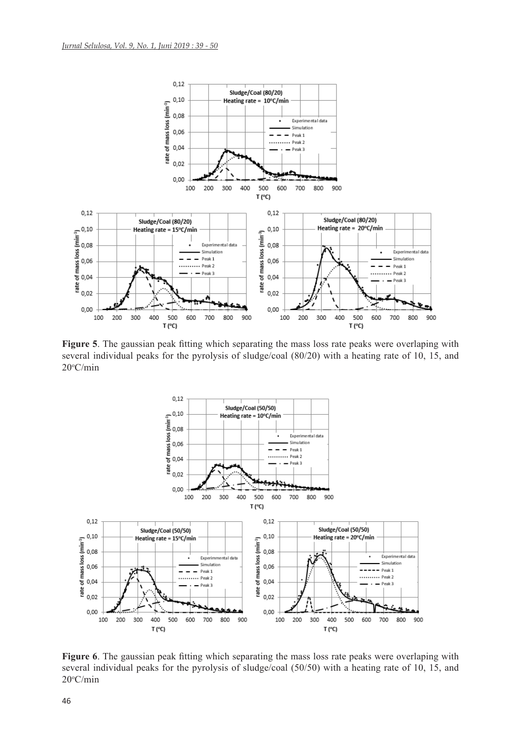**Figure 5**. The gaussian peak fitting which separating the mass loss rate peaks were overlaping with several individual peaks for the pyrolysis of sludge/coal (80/20) with a heating rate of 10, 15, and 20°C/min

**Figure 6**. The gaussian peak fitting which separating the mass loss rate peaks were overlaping with several individual peaks for the pyrolysis of sludge/coal (50/50) with a heating rate of 10, 15, and 20°C/min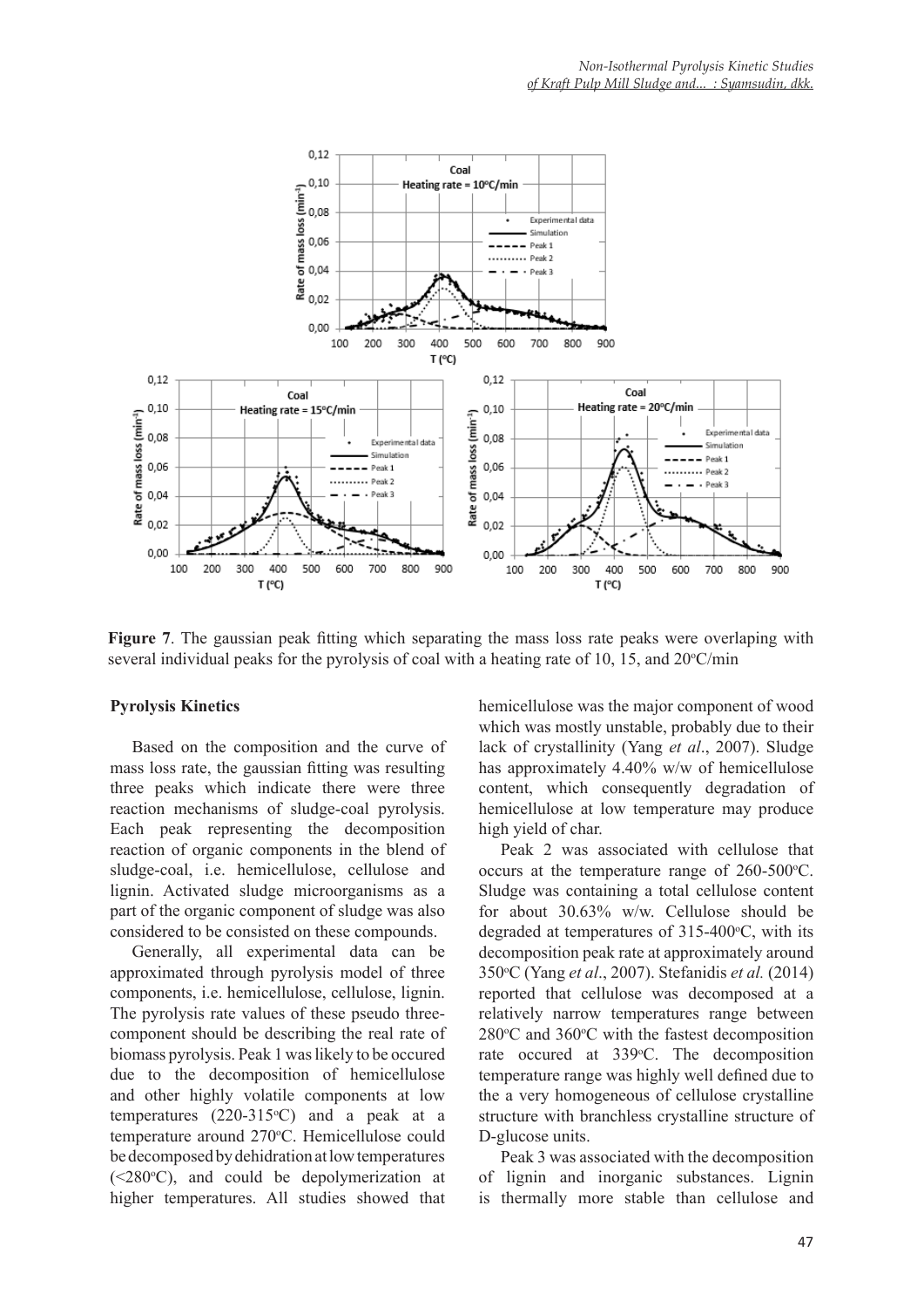**Figure 7**. The gaussian peak fitting which separating the mass loss rate peaks were overlaping with several individual peaks for the pyrolysis of coal with a heating rate of 10, 15, and 20°C/min

## Pyrolysis Kinetics

Based on the composition and the curve of mass loss rate, the gaussian fitting was resulting three peaks which indicate there were three reaction mechanisms of sludge-coal pyrolysis. Each peak representing the decomposition reaction of organic components in the blend of sludge-coal, i.e. hemicellulose, cellulose and lignin. Activated sludge microorganisms as a part of the organic component of sludge was also considered to be consisted on these compounds.

Generally, all experimental data can be approximated through pyrolysis model of three components, i.e. hemicellulose, cellulose, lignin. The pyrolysis rate values of these pseudo three-component should be describing the real rate of biomass pyrolysis. Peak 1 was likely to be occured due to the decomposition of hemicellulose and other highly volatile components at low temperatures (220-315°C) and a peak at a temperature around 270°C. Hemicellulose could be decomposed by dehidration at low temperatures (<280°C), and could be depolymerization at higher temperatures. All studies showed that hemicellulose was the major component of wood which was mostly unstable, probably due to their lack of crystallinity (Yang *et al*., 2007). Sludge has approximately 4.40% w/w of hemicellulose content, which consequently degradation of hemicellulose at low temperature may produce high yield of char.

Peak 2 was associated with cellulose that occurs at the temperature range of 260-500°C. Sludge was containing a total cellulose content for about 30.63% w/w. Cellulose should be degraded at temperatures of 315-400°C, with its decomposition peak rate at approximately around 350°C (Yang *et al*., 2007). Stefanidis *et al.* (2014) reported that cellulose was decomposed at a relatively narrow temperatures range between 280°C and 360°C with the fastest decomposition rate occured at 339°C. The decomposition temperature range was highly well defined due to the a very homogeneous of cellulose crystalline structure with branchless crystalline structure of D-glucose units.

Peak 3 was associated with the decomposition of lignin and inorganic substances. Lignin is thermally more stable than cellulose and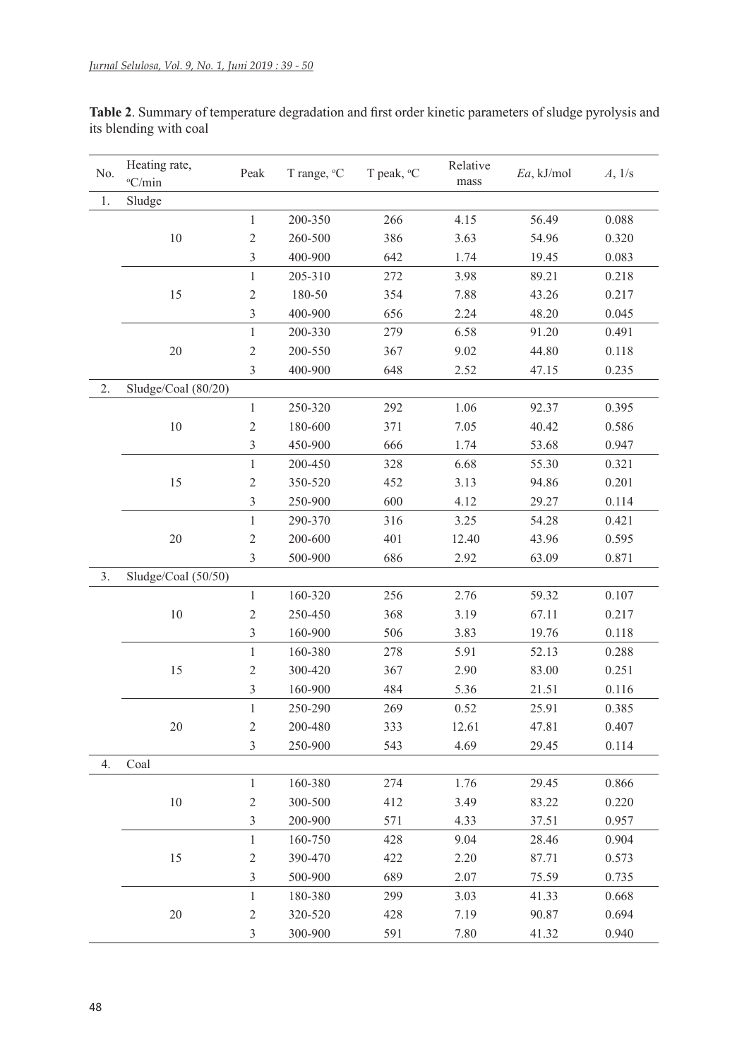**Table 2**. Summary of temperature degradation and first order kinetic parameters of sludge pyrolysis and its blending with coal

| No. | Heating rate, °C/min | Peak | T range, °C | T peak, °C | Relative mass | *Ea*, kJ/mol | *A*, 1/s |
|---|---|---|---|---|---|---|---|
| 1. | Sludge | | | | | | |
| | 10 | 1 | 200-350 | 266 | 4.15 | 56.49 | 0.088 |
| | | 2 | 260-500 | 386 | 3.63 | 54.96 | 0.320 |
| | | 3 | 400-900 | 642 | 1.74 | 19.45 | 0.083 |
| | 15 | 1 | 205-310 | 272 | 3.98 | 89.21 | 0.218 |
| | | 2 | 180-50 | 354 | 7.88 | 43.26 | 0.217 |
| | | 3 | 400-900 | 656 | 2.24 | 48.20 | 0.045 |
| | 20 | 1 | 200-330 | 279 | 6.58 | 91.20 | 0.491 |
| | | 2 | 200-550 | 367 | 9.02 | 44.80 | 0.118 |
| | | 3 | 400-900 | 648 | 2.52 | 47.15 | 0.235 |
| 2. | Sludge/Coal (80/20) | | | | | | |
| | 10 | 1 | 250-320 | 292 | 1.06 | 92.37 | 0.395 |
| | | 2 | 180-600 | 371 | 7.05 | 40.42 | 0.586 |
| | | 3 | 450-900 | 666 | 1.74 | 53.68 | 0.947 |
| | 15 | 1 | 200-450 | 328 | 6.68 | 55.30 | 0.321 |
| | | 2 | 350-520 | 452 | 3.13 | 94.86 | 0.201 |
| | | 3 | 250-900 | 600 | 4.12 | 29.27 | 0.114 |
| | 20 | 1 | 290-370 | 316 | 3.25 | 54.28 | 0.421 |
| | | 2 | 200-600 | 401 | 12.40 | 43.96 | 0.595 |
| | | 3 | 500-900 | 686 | 2.92 | 63.09 | 0.871 |
| 3. | Sludge/Coal (50/50) | | | | | | |
| | 10 | 1 | 160-320 | 256 | 2.76 | 59.32 | 0.107 |
| | | 2 | 250-450 | 368 | 3.19 | 67.11 | 0.217 |
| | | 3 | 160-900 | 506 | 3.83 | 19.76 | 0.118 |
| | 15 | 1 | 160-380 | 278 | 5.91 | 52.13 | 0.288 |
| | | 2 | 300-420 | 367 | 2.90 | 83.00 | 0.251 |
| | | 3 | 160-900 | 484 | 5.36 | 21.51 | 0.116 |
| | 20 | 1 | 250-290 | 269 | 0.52 | 25.91 | 0.385 |
| | | 2 | 200-480 | 333 | 12.61 | 47.81 | 0.407 |
| | | 3 | 250-900 | 543 | 4.69 | 29.45 | 0.114 |
| 4. | Coal | | | | | | |
| | 10 | 1 | 160-380 | 274 | 1.76 | 29.45 | 0.866 |
| | | 2 | 300-500 | 412 | 3.49 | 83.22 | 0.220 |
| | | 3 | 200-900 | 571 | 4.33 | 37.51 | 0.957 |
| | 15 | 1 | 160-750 | 428 | 9.04 | 28.46 | 0.904 |
| | | 2 | 390-470 | 422 | 2.20 | 87.71 | 0.573 |
| | | 3 | 500-900 | 689 | 2.07 | 75.59 | 0.735 |
| | 20 | 1 | 180-380 | 299 | 3.03 | 41.33 | 0.668 |
| | | 2 | 320-520 | 428 | 7.19 | 90.87 | 0.694 |
| | | 3 | 300-900 | 591 | 7.80 | 41.32 | 0.940 |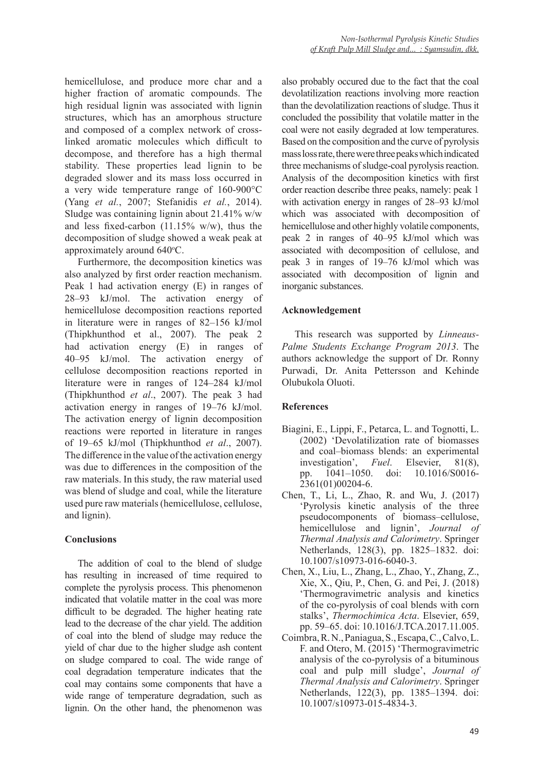hemicellulose, and produce more char and a higher fraction of aromatic compounds. The high residual lignin was associated with lignin structures, which has an amorphous structure and composed of a complex network of cross-linked aromatic molecules which difficult to decompose, and therefore has a high thermal stability. These properties lead lignin to be degraded slower and its mass loss occurred in a very wide temperature range of 160-900°C (Yang *et al.*, 2007; Stefanidis *et al.*, 2014). Sludge was containing lignin about 21.41% w/w and less fixed-carbon (11.15% w/w), thus the decomposition of sludge showed a weak peak at approximately around 640$^o$C.

Furthermore, the decomposition kinetics was also analyzed by first order reaction mechanism. Peak 1 had activation energy (E) in ranges of 28–93 kJ/mol. The activation energy of hemicellulose decomposition reactions reported in literature were in ranges of 82–156 kJ/mol (Thipkhunthod et al., 2007). The peak 2 had activation energy (E) in ranges of 40–95 kJ/mol. The activation energy of cellulose decomposition reactions reported in literature were in ranges of 124–284 kJ/mol (Thipkhunthod *et al*., 2007). The peak 3 had activation energy in ranges of 19–76 kJ/mol. The activation energy of lignin decomposition reactions were reported in literature in ranges of 19–65 kJ/mol (Thipkhunthod *et al*., 2007). The difference in the value of the activation energy was due to differences in the composition of the raw materials. In this study, the raw material used was blend of sludge and coal, while the literature used pure raw materials (hemicellulose, cellulose, and lignin).

## Conclusions

The addition of coal to the blend of sludge has resulting in increased of time required to complete the pyrolysis process. This phenomenon indicated that volatile matter in the coal was more difficult to be degraded. The higher heating rate lead to the decrease of the char yield. The addition of coal into the blend of sludge may reduce the yield of char due to the higher sludge ash content on sludge compared to coal. The wide range of coal degradation temperature indicates that the coal may contains some components that have a wide range of temperature degradation, such as lignin. On the other hand, the phenomenon was also probably occured due to the fact that the coal devolatilization reactions involving more reaction than the devolatilization reactions of sludge. Thus it concluded the possibility that volatile matter in the coal were not easily degraded at low temperatures. Based on the composition and the curve of pyrolysis mass loss rate, there were three peaks which indicated three mechanisms of sludge-coal pyrolysis reaction. Analysis of the decomposition kinetics with first order reaction describe three peaks, namely: peak 1 with activation energy in ranges of 28–93 kJ/mol which was associated with decomposition of hemicellulose and other highly volatile components, peak 2 in ranges of 40–95 kJ/mol which was associated with decomposition of cellulose, and peak 3 in ranges of 19–76 kJ/mol which was associated with decomposition of lignin and inorganic substances.

## Acknowledgement

This research was supported by *Linneaus-Palme Students Exchange Program 2013*. The authors acknowledge the support of Dr. Ronny Purwadi, Dr. Anita Pettersson and Kehinde Olubukola Oluoti.

## References

Biagini, E., Lippi, F., Petarca, L. and Tognotti, L. (2002) 'Devolatilization rate of biomasses and coal–biomass blends: an experimental investigation', *Fuel*. Elsevier, 81(8), pp. 1041–1050. doi: 10.1016/S0016-2361(01)00204-6.

Chen, T., Li, L., Zhao, R. and Wu, J. (2017) 'Pyrolysis kinetic analysis of the three pseudocomponents of biomass–cellulose, hemicellulose and lignin', *Journal of Thermal Analysis and Calorimetry*. Springer Netherlands, 128(3), pp. 1825–1832. doi: 10.1007/s10973-016-6040-3.

Chen, X., Liu, L., Zhang, L., Zhao, Y., Zhang, Z., Xie, X., Qiu, P., Chen, G. and Pei, J. (2018) 'Thermogravimetric analysis and kinetics of the co-pyrolysis of coal blends with corn stalks', *Thermochimica Acta*. Elsevier, 659, pp. 59–65. doi: 10.1016/J.TCA.2017.11.005.

Coimbra, R. N., Paniagua, S., Escapa, C., Calvo, L. F. and Otero, M. (2015) 'Thermogravimetric analysis of the co-pyrolysis of a bituminous coal and pulp mill sludge', *Journal of Thermal Analysis and Calorimetry*. Springer Netherlands, 122(3), pp. 1385–1394. doi: 10.1007/s10973-015-4834-3.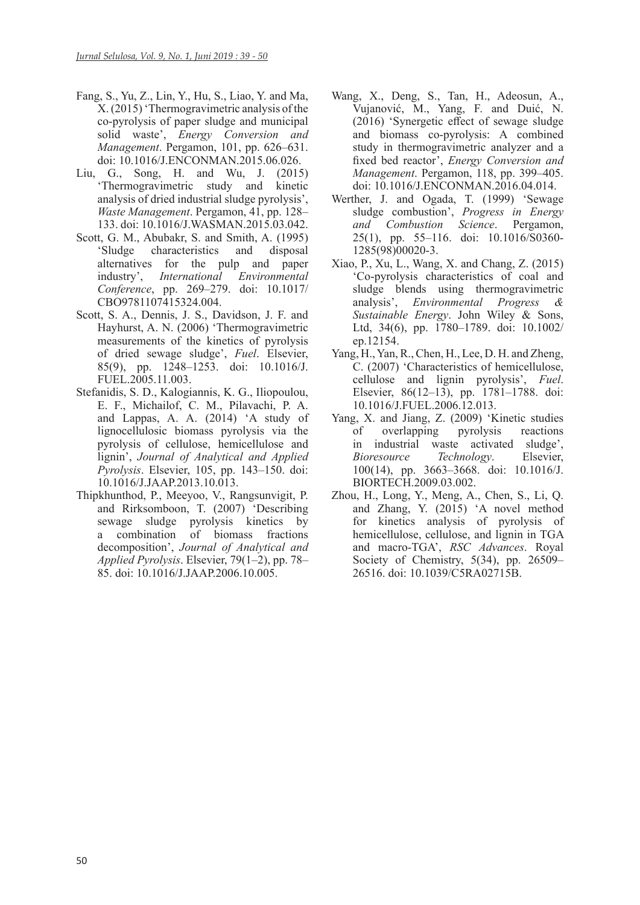Fang, S., Yu, Z., Lin, Y., Hu, S., Liao, Y. and Ma, X. (2015) 'Thermogravimetric analysis of the co-pyrolysis of paper sludge and municipal solid waste', *Energy Conversion and Management*. Pergamon, 101, pp. 626–631. doi: 10.1016/J.ENCONMAN.2015.06.026.

Liu, G., Song, H. and Wu, J. (2015) 'Thermogravimetric study and kinetic analysis of dried industrial sludge pyrolysis', *Waste Management*. Pergamon, 41, pp. 128–133. doi: 10.1016/J.WASMAN.2015.03.042.

Scott, G. M., Abubakr, S. and Smith, A. (1995) 'Sludge characteristics and disposal alternatives for the pulp and paper industry', *International Environmental Conference*, pp. 269–279. doi: 10.1017/CBO9781107415324.004.

Scott, S. A., Dennis, J. S., Davidson, J. F. and Hayhurst, A. N. (2006) 'Thermogravimetric measurements of the kinetics of pyrolysis of dried sewage sludge', *Fuel*. Elsevier, 85(9), pp. 1248–1253. doi: 10.1016/J.FUEL.2005.11.003.

Stefanidis, S. D., Kalogiannis, K. G., Iliopoulou, E. F., Michailof, C. M., Pilavachi, P. A. and Lappas, A. A. (2014) 'A study of lignocellulosic biomass pyrolysis via the pyrolysis of cellulose, hemicellulose and lignin', *Journal of Analytical and Applied Pyrolysis*. Elsevier, 105, pp. 143–150. doi: 10.1016/J.JAAP.2013.10.013.

Thipkhunthod, P., Meeyoo, V., Rangsunvigit, P. and Rirksomboon, T. (2007) 'Describing sewage sludge pyrolysis kinetics by a combination of biomass fractions decomposition', *Journal of Analytical and Applied Pyrolysis*. Elsevier, 79(1–2), pp. 78–85. doi: 10.1016/J.JAAP.2006.10.005.

Wang, X., Deng, S., Tan, H., Adeosun, A., Vujanović, M., Yang, F. and Duić, N. (2016) 'Synergetic effect of sewage sludge and biomass co-pyrolysis: A combined study in thermogravimetric analyzer and a fixed bed reactor', *Energy Conversion and Management*. Pergamon, 118, pp. 399–405. doi: 10.1016/J.ENCONMAN.2016.04.014.

Werther, J. and Ogada, T. (1999) 'Sewage sludge combustion', *Progress in Energy and Combustion Science*. Pergamon, 25(1), pp. 55–116. doi: 10.1016/S0360-1285(98)00020-3.

Xiao, P., Xu, L., Wang, X. and Chang, Z. (2015) 'Co-pyrolysis characteristics of coal and sludge blends using thermogravimetric analysis', *Environmental Progress & Sustainable Energy*. John Wiley & Sons, Ltd, 34(6), pp. 1780–1789. doi: 10.1002/ep.12154.

Yang, H., Yan, R., Chen, H., Lee, D. H. and Zheng, C. (2007) 'Characteristics of hemicellulose, cellulose and lignin pyrolysis', *Fuel*. Elsevier, 86(12–13), pp. 1781–1788. doi: 10.1016/J.FUEL.2006.12.013.

Yang, X. and Jiang, Z. (2009) 'Kinetic studies of overlapping pyrolysis reactions in industrial waste activated sludge', *Bioresource Technology*. Elsevier, 100(14), pp. 3663–3668. doi: 10.1016/J.BIORTECH.2009.03.002.

Zhou, H., Long, Y., Meng, A., Chen, S., Li, Q. and Zhang, Y. (2015) 'A novel method for kinetics analysis of pyrolysis of hemicellulose, cellulose, and lignin in TGA and macro-TGA', *RSC Advances*. Royal Society of Chemistry, 5(34), pp. 26509–26516. doi: 10.1039/C5RA02715B.